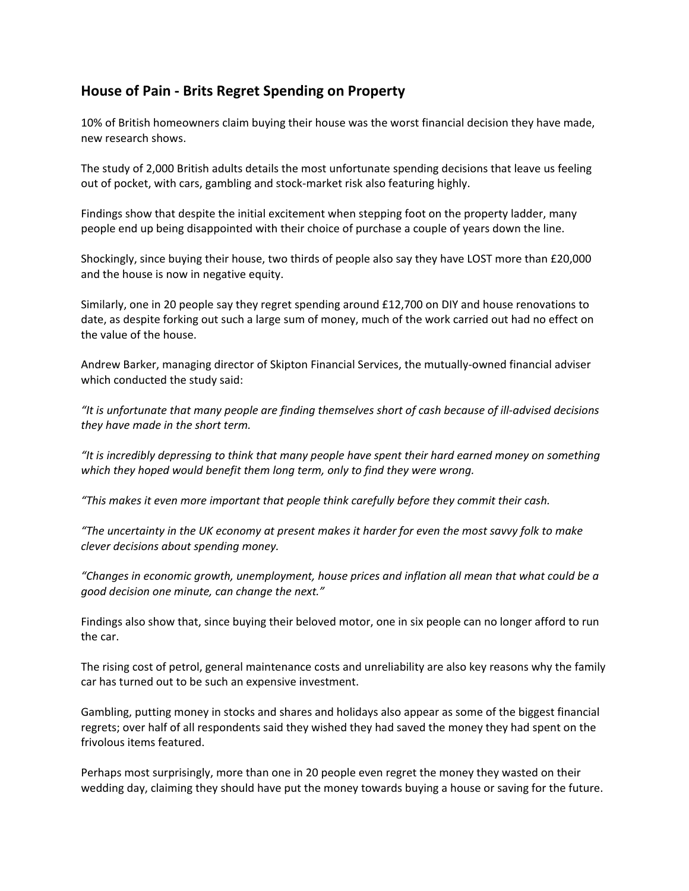## House of Pain - Brits Regret Spending on Property

10% of British homeowners claim buying their house was the worst financial decision they have made, new research shows.

The study of 2,000 British adults details the most unfortunate spending decisions that leave us feeling out of pocket, with cars, gambling and stock-market risk also featuring highly.

Findings show that despite the initial excitement when stepping foot on the property ladder, many people end up being disappointed with their choice of purchase a couple of years down the line.

Shockingly, since buying their house, two thirds of people also say they have LOST more than £20,000 and the house is now in negative equity.

Similarly, one in 20 people say they regret spending around £12,700 on DIY and house renovations to date, as despite forking out such a large sum of money, much of the work carried out had no effect on the value of the house.

Andrew Barker, managing director of Skipton Financial Services, the mutually-owned financial adviser which conducted the study said:

*"It is unfortunate that many people are finding themselves short of cash because of ill-advised decisions they have made in the short term.*

*"It is incredibly depressing to think that many people have spent their hard earned money on something which they hoped would benefit them long term, only to find they were wrong.*

*"This makes it even more important that people think carefully before they commit their cash.*

*"The uncertainty in the UK economy at present makes it harder for even the most savvy folk to make clever decisions about spending money.*

*"Changes in economic growth, unemployment, house prices and inflation all mean that what could be a good decision one minute, can change the next."*

Findings also show that, since buying their beloved motor, one in six people can no longer afford to run the car.

The rising cost of petrol, general maintenance costs and unreliability are also key reasons why the family car has turned out to be such an expensive investment.

Gambling, putting money in stocks and shares and holidays also appear as some of the biggest financial regrets; over half of all respondents said they wished they had saved the money they had spent on the frivolous items featured.

Perhaps most surprisingly, more than one in 20 people even regret the money they wasted on their wedding day, claiming they should have put the money towards buying a house or saving for the future.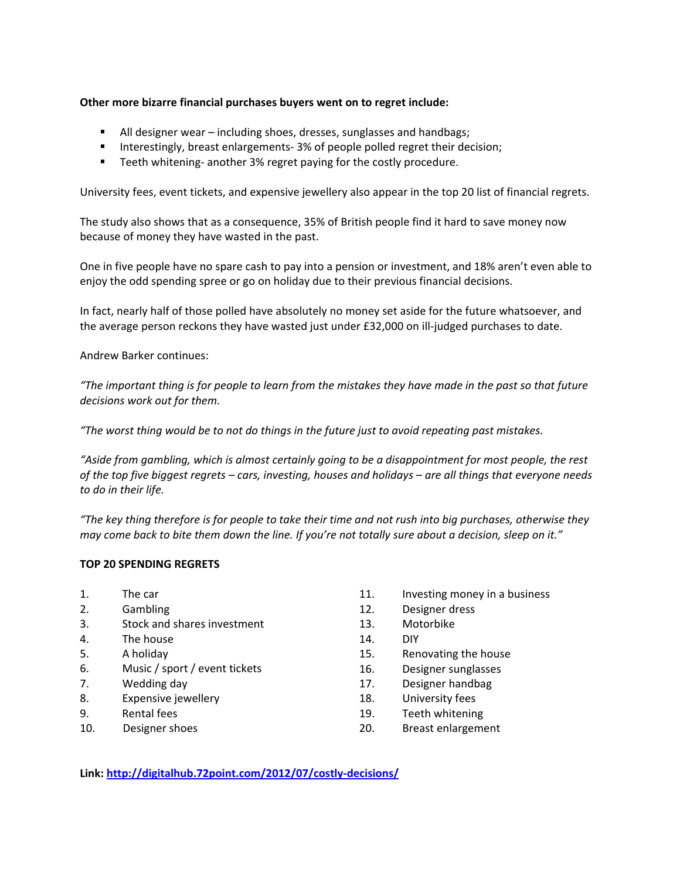**Other more bizarre financial purchases buyers went on to regret include:**

- All designer wear – including shoes, dresses, sunglasses and handbags;
- Interestingly, breast enlargements- 3% of people polled regret their decision;
- Teeth whitening- another 3% regret paying for the costly procedure.

University fees, event tickets, and expensive jewellery also appear in the top 20 list of financial regrets.

The study also shows that as a consequence, 35% of British people find it hard to save money now because of money they have wasted in the past.

One in five people have no spare cash to pay into a pension or investment, and 18% aren't even able to enjoy the odd spending spree or go on holiday due to their previous financial decisions.

In fact, nearly half of those polled have absolutely no money set aside for the future whatsoever, and the average person reckons they have wasted just under £32,000 on ill-judged purchases to date.

Andrew Barker continues:

*"The important thing is for people to learn from the mistakes they have made in the past so that future decisions work out for them.*

*"The worst thing would be to not do things in the future just to avoid repeating past mistakes.*

*"Aside from gambling, which is almost certainly going to be a disappointment for most people, the rest of the top five biggest regrets – cars, investing, houses and holidays – are all things that everyone needs to do in their life.*

*"The key thing therefore is for people to take their time and not rush into big purchases, otherwise they may come back to bite them down the line. If you're not totally sure about a decision, sleep on it."*

**TOP 20 SPENDING REGRETS**

1. The car
2. Gambling
3. Stock and shares investment
4. The house
5. A holiday
6. Music / sport / event tickets
7. Wedding day
8. Expensive jewellery
9. Rental fees
10. Designer shoes
11. Investing money in a business
12. Designer dress
13. Motorbike
14. DIY
15. Renovating the house
16. Designer sunglasses
17. Designer handbag
18. University fees
19. Teeth whitening
20. Breast enlargement

**Link:** http://digitalhub.72point.com/2012/07/costly-decisions/